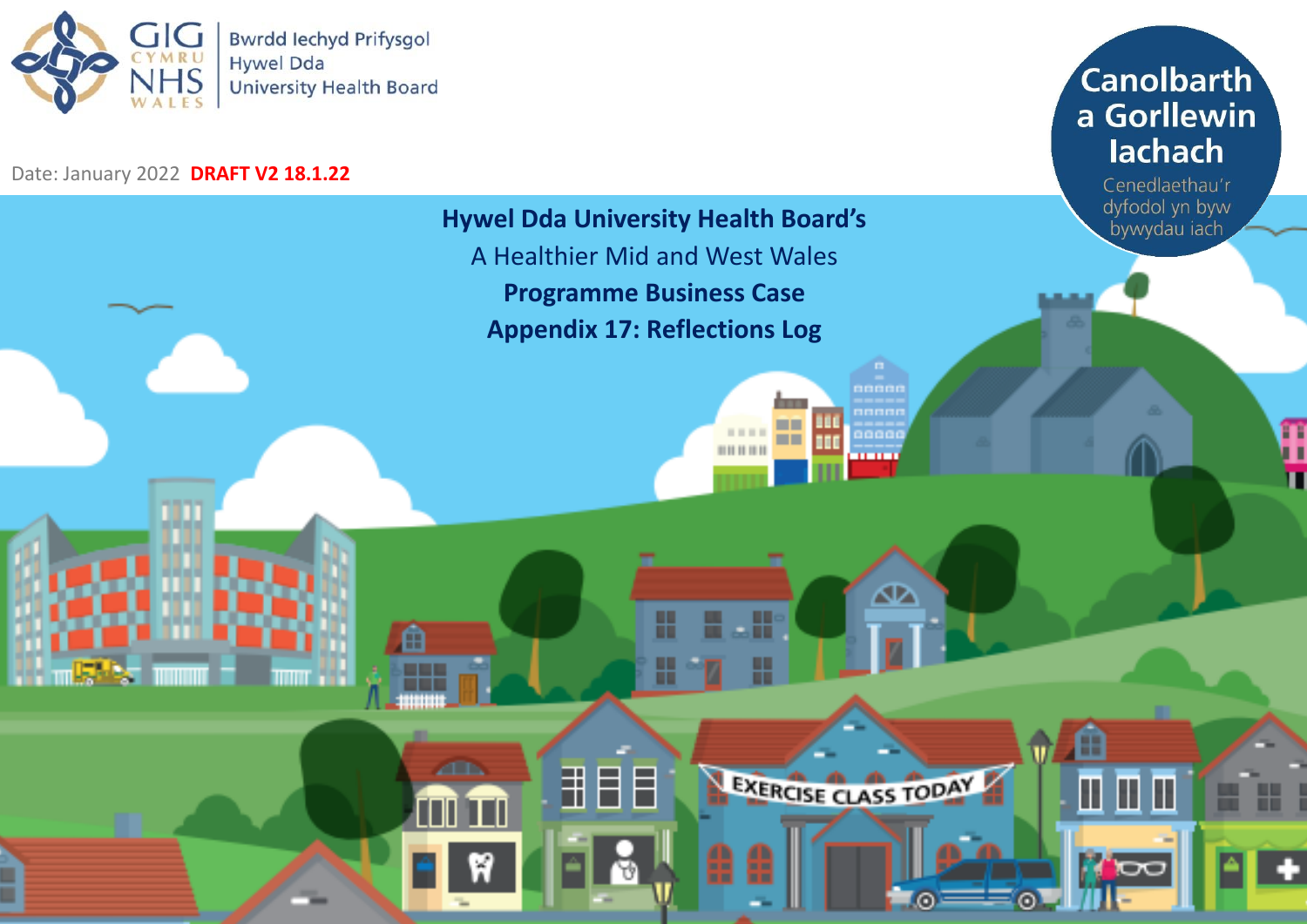GIG CYMRU NHS WALES | Bwrdd Iechyd Prifysgol Hywel Dda University Health Board

Canolbarth a Gorllewin Iachach

Cenedlaethau'r dyfodol yn byw bywydau iach

Date: January 2022 **DRAFT V2 18.1.22**

# Hywel Dda University Health Board's

A Healthier Mid and West Wales

**Programme Business Case**

**Appendix 17: Reflections Log**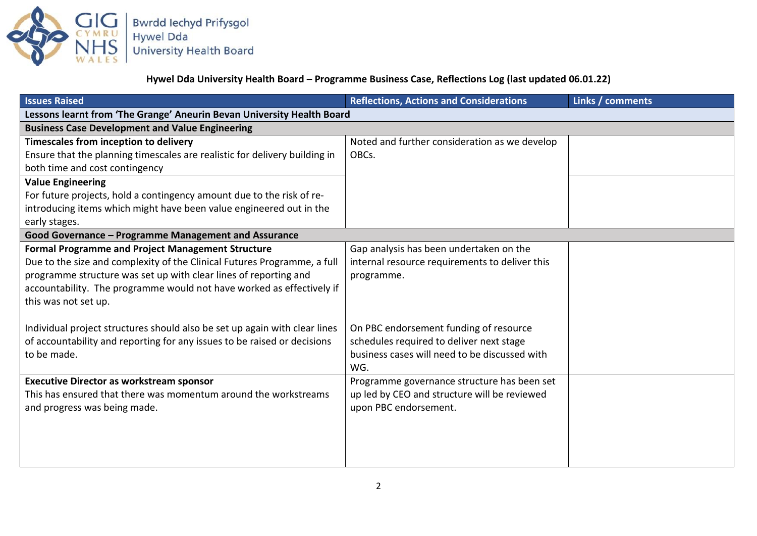**Hywel Dda University Health Board – Programme Business Case, Reflections Log (last updated 06.01.22)**

| Issues Raised | Reflections, Actions and Considerations | Links / comments |
|---|---|---|
| **Lessons learnt from 'The Grange' Aneurin Bevan University Health Board** | | |
| **Business Case Development and Value Engineering** | | |
| **Timescales from inception to delivery**<br>Ensure that the planning timescales are realistic for delivery building in both time and cost contingency | Noted and further consideration as we develop OBCs. | |
| **Value Engineering**<br>For future projects, hold a contingency amount due to the risk of re-introducing items which might have been value engineered out in the early stages. | | |
| **Good Governance – Programme Management and Assurance** | | |
| **Formal Programme and Project Management Structure**<br>Due to the size and complexity of the Clinical Futures Programme, a full programme structure was set up with clear lines of reporting and accountability. The programme would not have worked as effectively if this was not set up.<br><br>Individual project structures should also be set up again with clear lines of accountability and reporting for any issues to be raised or decisions to be made. | Gap analysis has been undertaken on the internal resource requirements to deliver this programme.<br><br>On PBC endorsement funding of resource schedules required to deliver next stage business cases will need to be discussed with WG. | |
| **Executive Director as workstream sponsor**<br>This has ensured that there was momentum around the workstreams and progress was being made. | Programme governance structure has been set up led by CEO and structure will be reviewed upon PBC endorsement. | |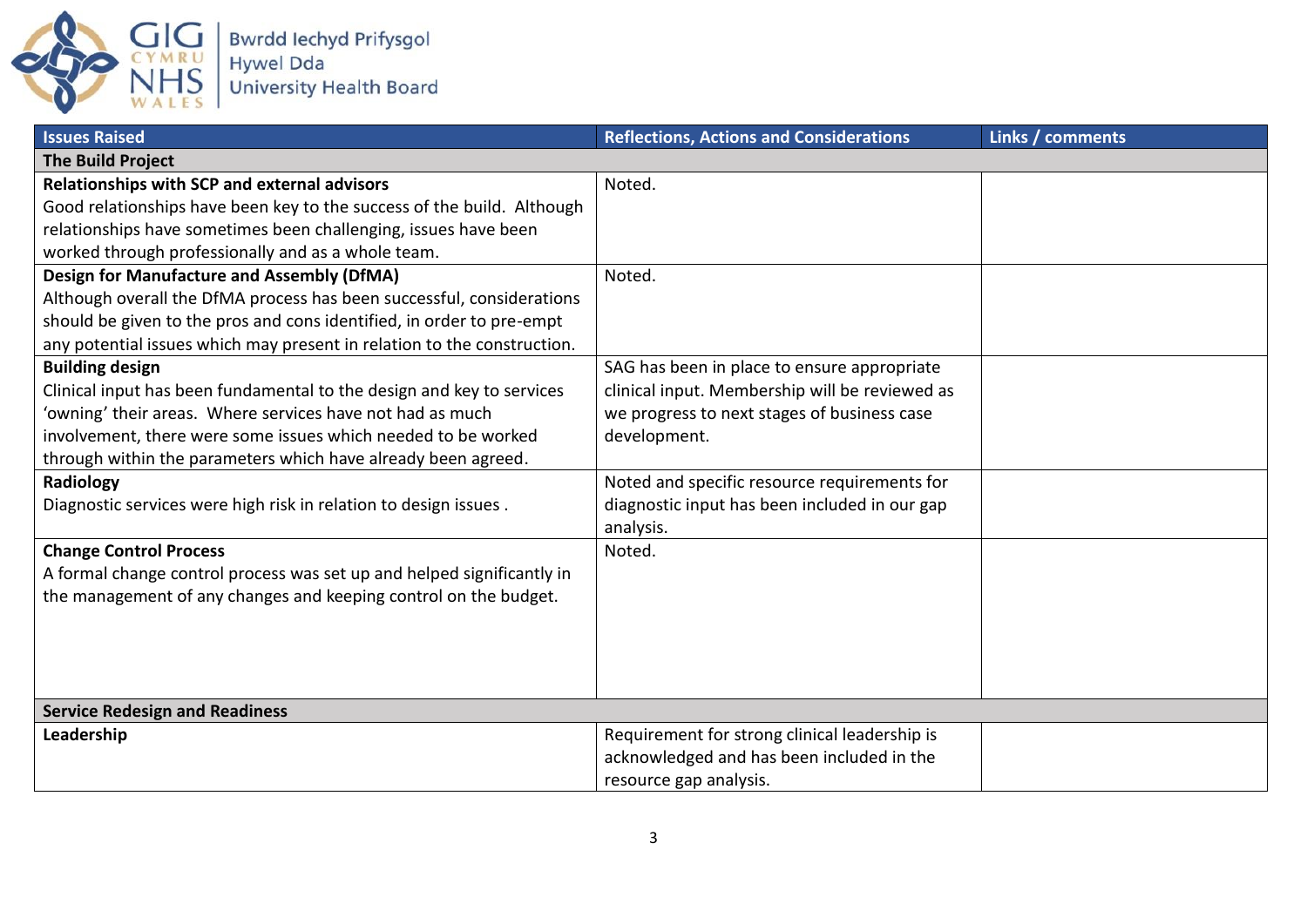| Issues Raised | Reflections, Actions and Considerations | Links / comments |
|---|---|---|
| **The Build Project** | | |
| **Relationships with SCP and external advisors** Good relationships have been key to the success of the build. Although relationships have sometimes been challenging, issues have been worked through professionally and as a whole team. | Noted. | |
| **Design for Manufacture and Assembly (DfMA)** Although overall the DfMA process has been successful, considerations should be given to the pros and cons identified, in order to pre-empt any potential issues which may present in relation to the construction. | Noted. | |
| **Building design** Clinical input has been fundamental to the design and key to services 'owning' their areas. Where services have not had as much involvement, there were some issues which needed to be worked through within the parameters which have already been agreed. | SAG has been in place to ensure appropriate clinical input. Membership will be reviewed as we progress to next stages of business case development. | |
| **Radiology** Diagnostic services were high risk in relation to design issues . | Noted and specific resource requirements for diagnostic input has been included in our gap analysis. | |
| **Change Control Process** A formal change control process was set up and helped significantly in the management of any changes and keeping control on the budget. | Noted. | |
| **Service Redesign and Readiness** | | |
| **Leadership** | Requirement for strong clinical leadership is acknowledged and has been included in the resource gap analysis. | |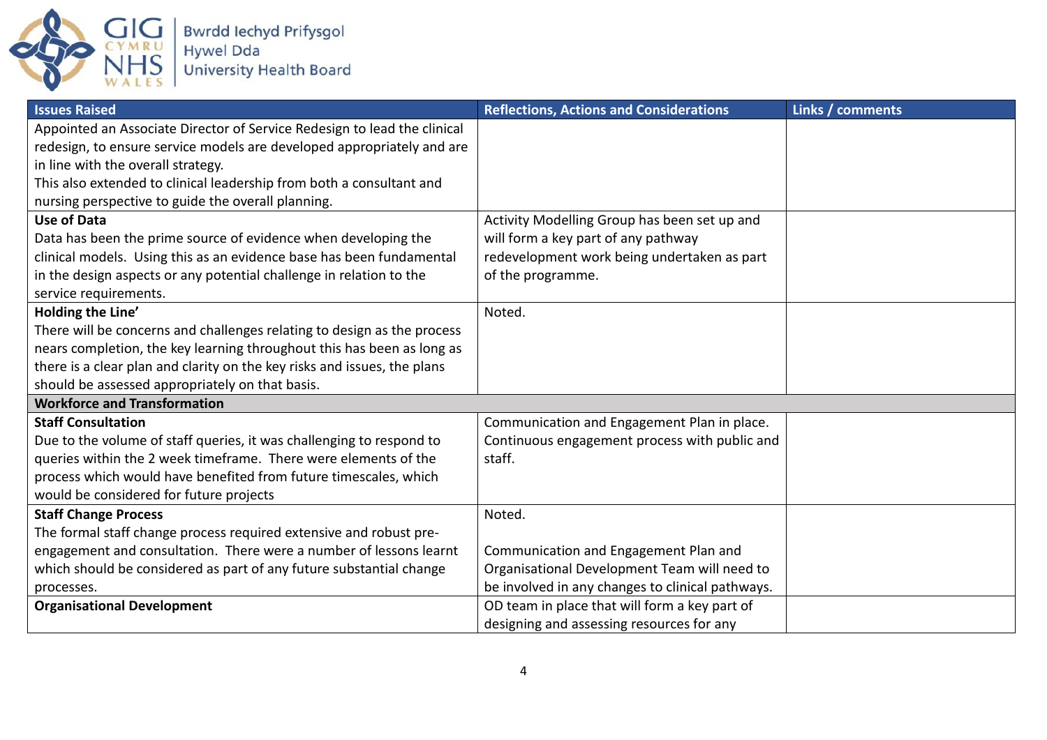| Issues Raised | Reflections, Actions and Considerations | Links / comments |
|---|---|---|
| Appointed an Associate Director of Service Redesign to lead the clinical redesign, to ensure service models are developed appropriately and are in line with the overall strategy.<br>This also extended to clinical leadership from both a consultant and nursing perspective to guide the overall planning. | | |
| **Use of Data**<br>Data has been the prime source of evidence when developing the clinical models. Using this as an evidence base has been fundamental in the design aspects or any potential challenge in relation to the service requirements. | Activity Modelling Group has been set up and will form a key part of any pathway redevelopment work being undertaken as part of the programme. | |
| **Holding the Line'**<br>There will be concerns and challenges relating to design as the process nears completion, the key learning throughout this has been as long as there is a clear plan and clarity on the key risks and issues, the plans should be assessed appropriately on that basis. | Noted. | |
| **Workforce and Transformation** | | |
| **Staff Consultation**<br>Due to the volume of staff queries, it was challenging to respond to queries within the 2 week timeframe. There were elements of the process which would have benefited from future timescales, which would be considered for future projects | Communication and Engagement Plan in place. Continuous engagement process with public and staff. | |
| **Staff Change Process**<br>The formal staff change process required extensive and robust pre-engagement and consultation. There were a number of lessons learnt which should be considered as part of any future substantial change processes. | Noted.<br><br>Communication and Engagement Plan and Organisational Development Team will need to be involved in any changes to clinical pathways. | |
| **Organisational Development** | OD team in place that will form a key part of designing and assessing resources for any | |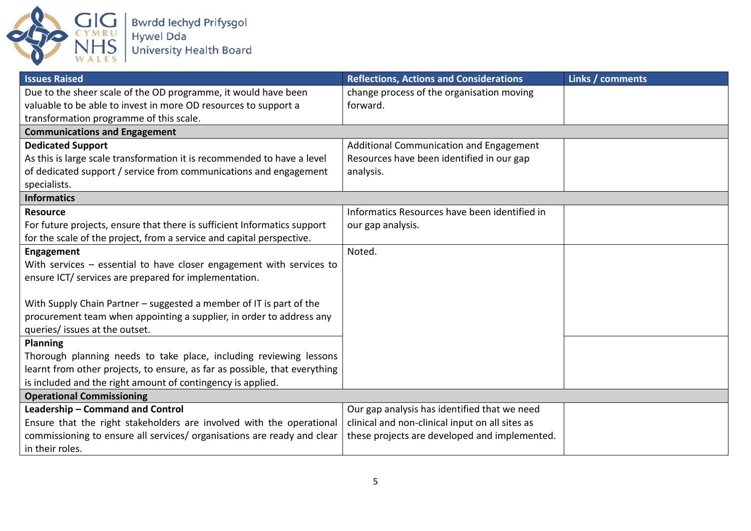| Issues Raised | Reflections, Actions and Considerations | Links / comments |
|---|---|---|
| Due to the sheer scale of the OD programme, it would have been valuable to be able to invest in more OD resources to support a transformation programme of this scale. | change process of the organisation moving forward. | |
| **Communications and Engagement** | | |
| **Dedicated Support**<br>As this is large scale transformation it is recommended to have a level of dedicated support / service from communications and engagement specialists. | Additional Communication and Engagement Resources have been identified in our gap analysis. | |
| **Informatics** | | |
| **Resource**<br>For future projects, ensure that there is sufficient Informatics support for the scale of the project, from a service and capital perspective. | Informatics Resources have been identified in our gap analysis. | |
| **Engagement**<br>With services – essential to have closer engagement with services to ensure ICT/ services are prepared for implementation.<br><br>With Supply Chain Partner – suggested a member of IT is part of the procurement team when appointing a supplier, in order to address any queries/ issues at the outset. | Noted. | |
| **Planning**<br>Thorough planning needs to take place, including reviewing lessons learnt from other projects, to ensure, as far as possible, that everything is included and the right amount of contingency is applied. | | |
| **Operational Commissioning** | | |
| **Leadership – Command and Control**<br>Ensure that the right stakeholders are involved with the operational commissioning to ensure all services/ organisations are ready and clear in their roles. | Our gap analysis has identified that we need clinical and non-clinical input on all sites as these projects are developed and implemented. | |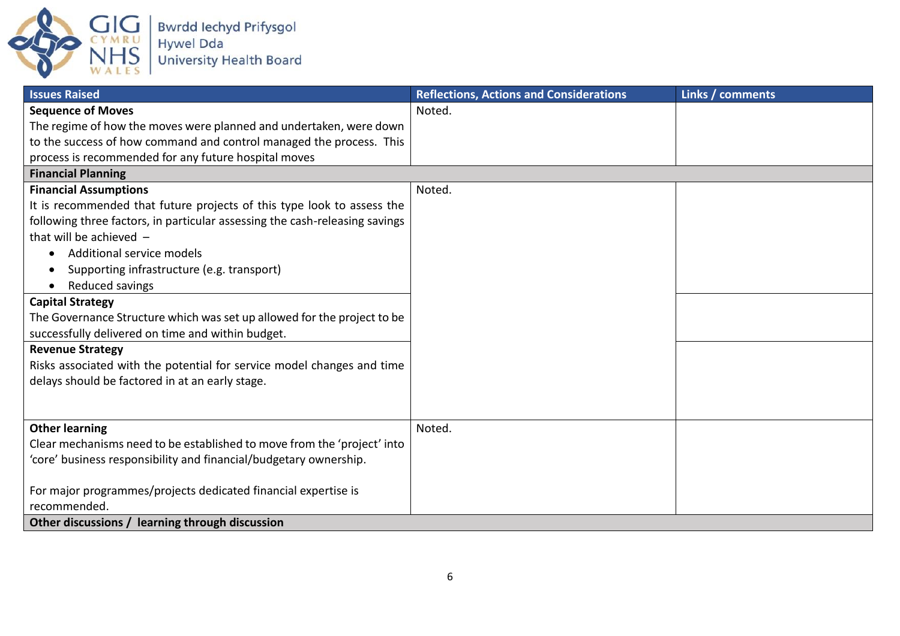| Issues Raised | Reflections, Actions and Considerations | Links / comments |
|---|---|---|
| **Sequence of Moves**<br>The regime of how the moves were planned and undertaken, were down to the success of how command and control managed the process. This process is recommended for any future hospital moves | Noted. | |
| **Financial Planning** | | |
| **Financial Assumptions**<br>It is recommended that future projects of this type look to assess the following three factors, in particular assessing the cash-releasing savings that will be achieved –<br>• Additional service models<br>• Supporting infrastructure (e.g. transport)<br>• Reduced savings | Noted. | |
| **Capital Strategy**<br>The Governance Structure which was set up allowed for the project to be successfully delivered on time and within budget. | | |
| **Revenue Strategy**<br>Risks associated with the potential for service model changes and time delays should be factored in at an early stage. | | |
| **Other learning**<br>Clear mechanisms need to be established to move from the 'project' into 'core' business responsibility and financial/budgetary ownership.<br><br>For major programmes/projects dedicated financial expertise is recommended. | Noted. | |
| **Other discussions / learning through discussion** | | |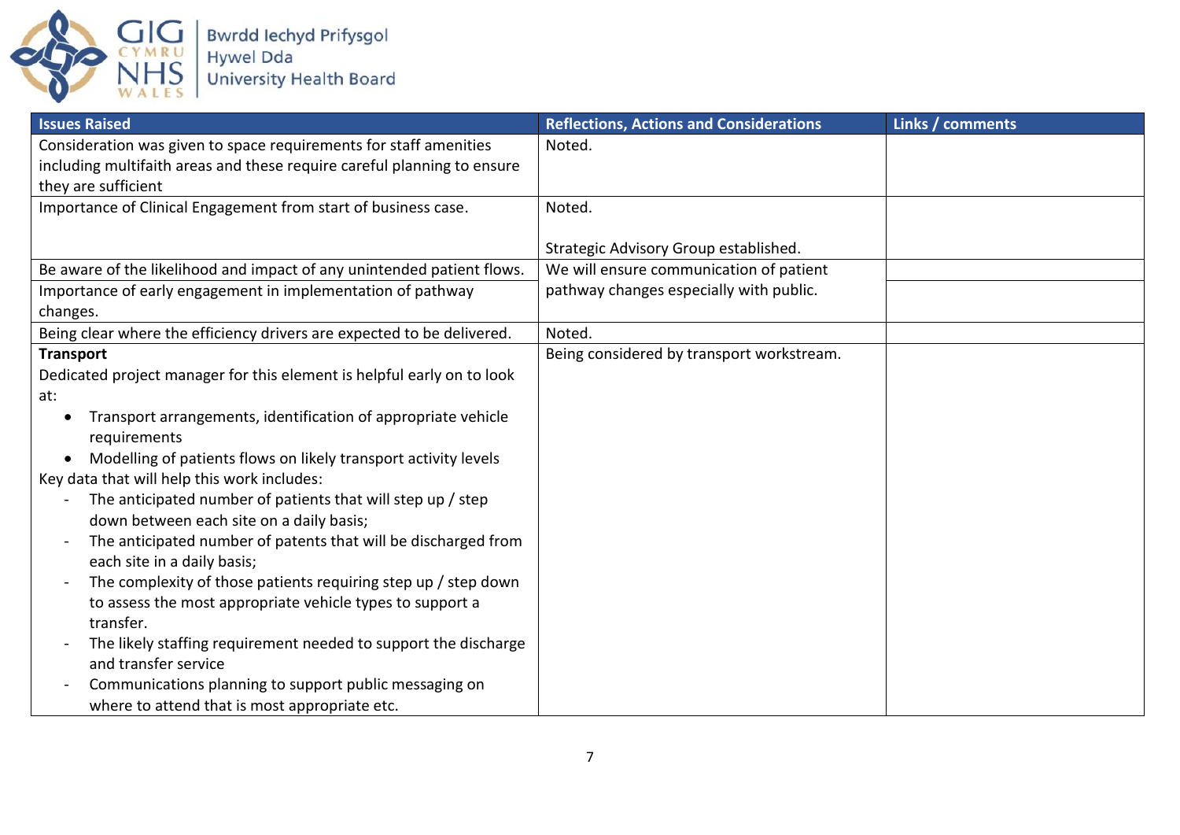| Issues Raised | Reflections, Actions and Considerations | Links / comments |
|---|---|---|
| Consideration was given to space requirements for staff amenities including multifaith areas and these require careful planning to ensure they are sufficient | Noted. | |
| Importance of Clinical Engagement from start of business case. | Noted.<br><br>Strategic Advisory Group established. | |
| Be aware of the likelihood and impact of any unintended patient flows. | We will ensure communication of patient pathway changes especially with public. | |
| Importance of early engagement in implementation of pathway changes. | | |
| Being clear where the efficiency drivers are expected to be delivered. | Noted. | |
| **Transport**<br>Dedicated project manager for this element is helpful early on to look at:<br>• Transport arrangements, identification of appropriate vehicle requirements<br>• Modelling of patients flows on likely transport activity levels<br>Key data that will help this work includes:<br>- The anticipated number of patients that will step up / step down between each site on a daily basis;<br>- The anticipated number of patents that will be discharged from each site in a daily basis;<br>- The complexity of those patients requiring step up / step down to assess the most appropriate vehicle types to support a transfer.<br>- The likely staffing requirement needed to support the discharge and transfer service<br>- Communications planning to support public messaging on where to attend that is most appropriate etc. | Being considered by transport workstream. | |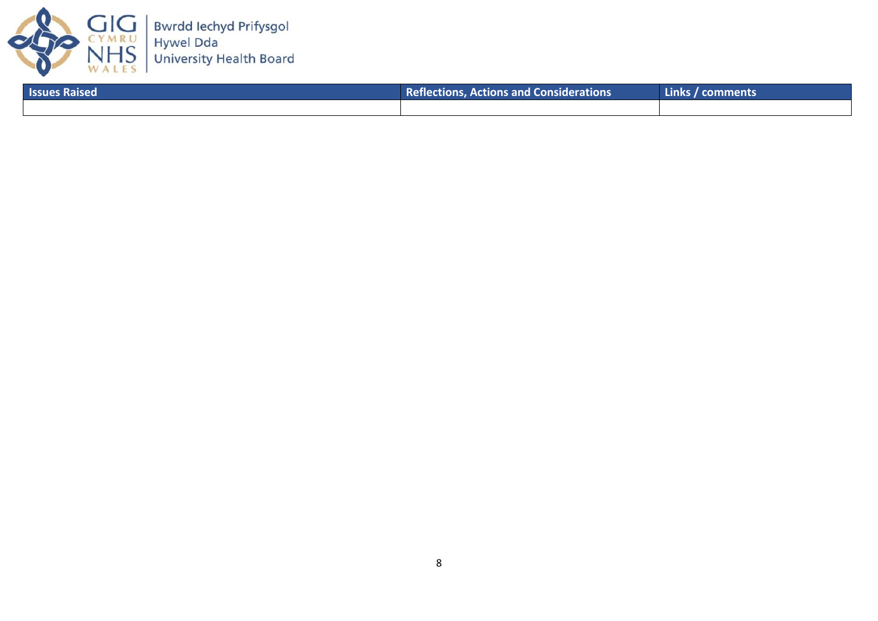| Issues Raised | Reflections, Actions and Considerations | Links / comments |
| --- | --- | --- |
| | | |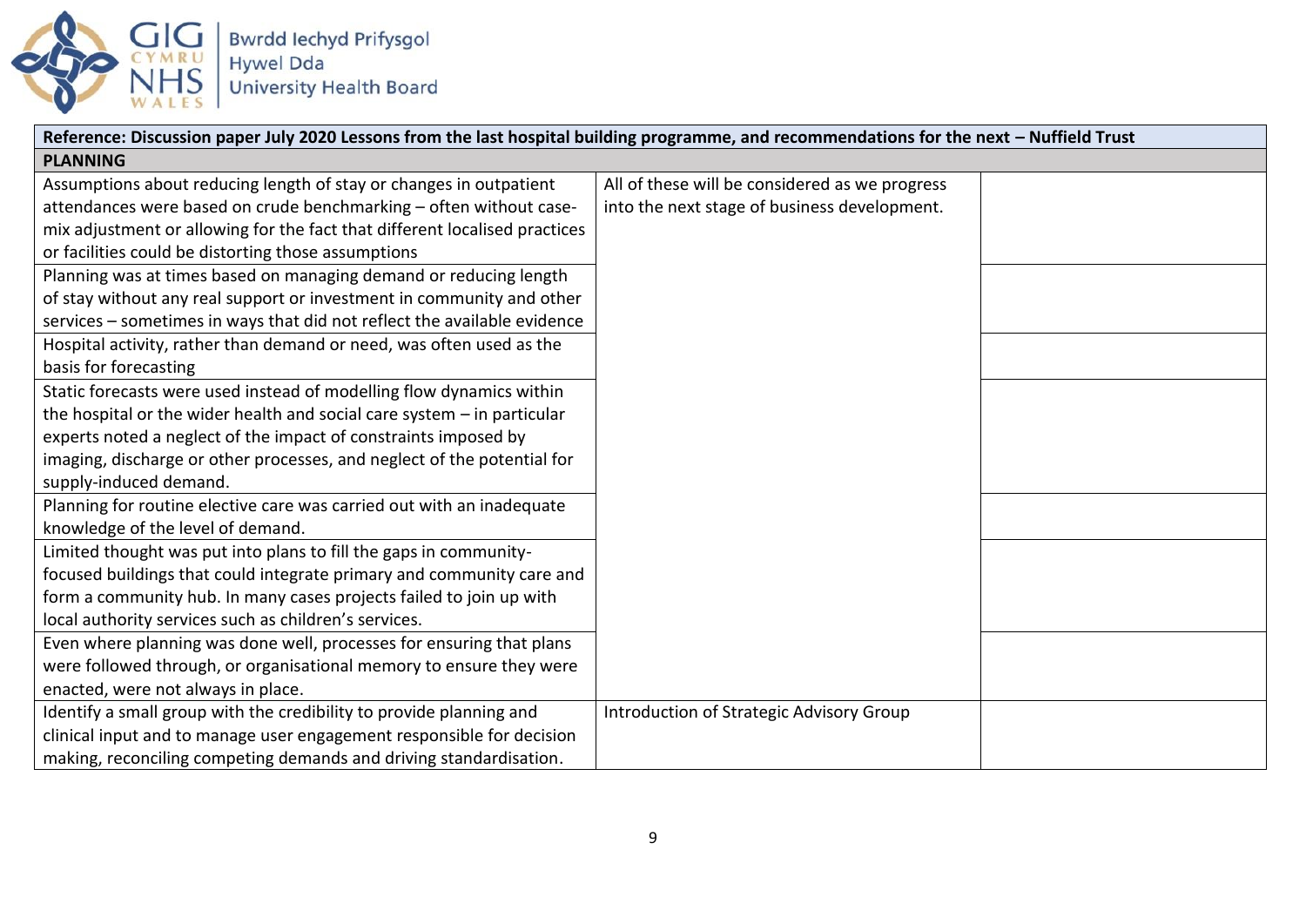| Reference: Discussion paper July 2020 Lessons from the last hospital building programme, and recommendations for the next – Nuffield Trust | | |
|---|---|---|
| **PLANNING** | | |
| Assumptions about reducing length of stay or changes in outpatient attendances were based on crude benchmarking – often without case-mix adjustment or allowing for the fact that different localised practices or facilities could be distorting those assumptions | All of these will be considered as we progress into the next stage of business development. | |
| Planning was at times based on managing demand or reducing length of stay without any real support or investment in community and other services – sometimes in ways that did not reflect the available evidence | | |
| Hospital activity, rather than demand or need, was often used as the basis for forecasting | | |
| Static forecasts were used instead of modelling flow dynamics within the hospital or the wider health and social care system – in particular experts noted a neglect of the impact of constraints imposed by imaging, discharge or other processes, and neglect of the potential for supply-induced demand. | | |
| Planning for routine elective care was carried out with an inadequate knowledge of the level of demand. | | |
| Limited thought was put into plans to fill the gaps in community-focused buildings that could integrate primary and community care and form a community hub. In many cases projects failed to join up with local authority services such as children's services. | | |
| Even where planning was done well, processes for ensuring that plans were followed through, or organisational memory to ensure they were enacted, were not always in place. | | |
| Identify a small group with the credibility to provide planning and clinical input and to manage user engagement responsible for decision making, reconciling competing demands and driving standardisation. | Introduction of Strategic Advisory Group | |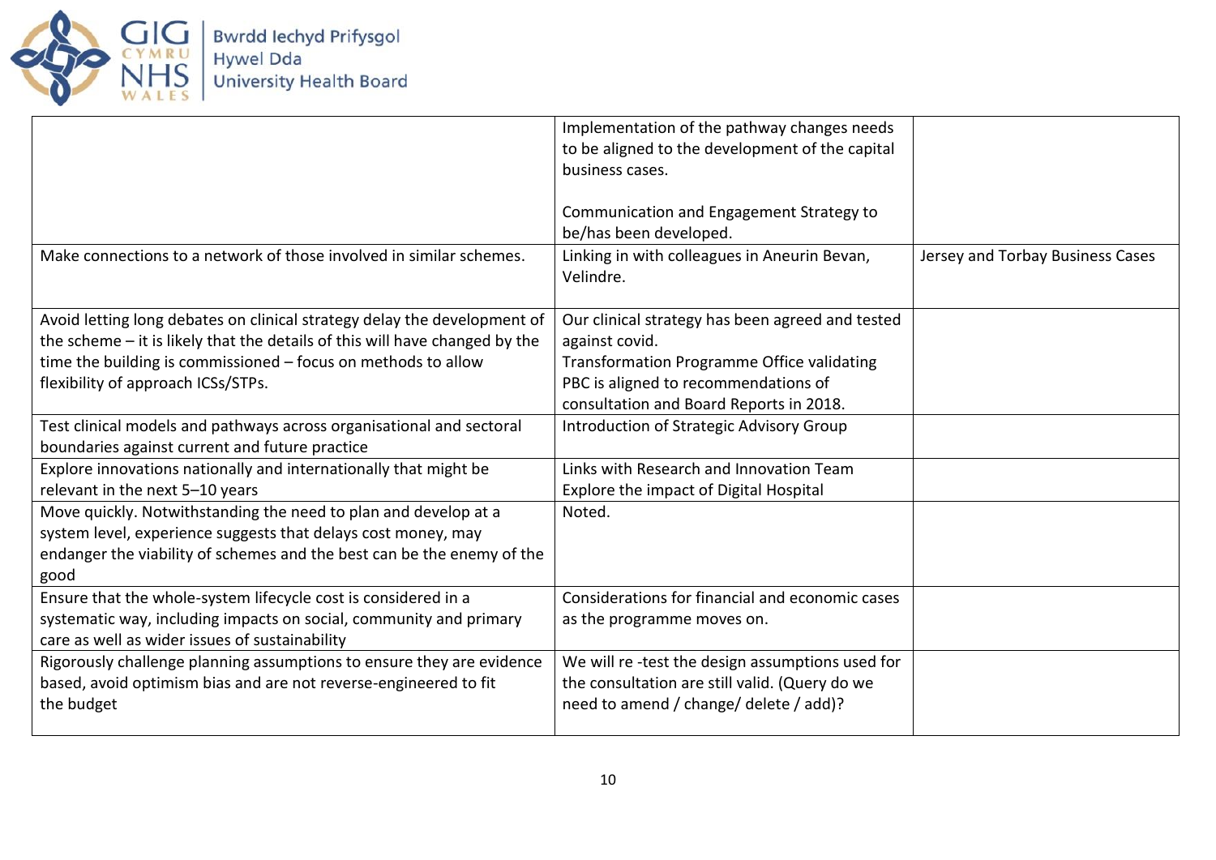| | | |
|---|---|---|
| | Implementation of the pathway changes needs to be aligned to the development of the capital business cases.<br><br>Communication and Engagement Strategy to be/has been developed. | |
| Make connections to a network of those involved in similar schemes. | Linking in with colleagues in Aneurin Bevan, Velindre. | Jersey and Torbay Business Cases |
| Avoid letting long debates on clinical strategy delay the development of the scheme – it is likely that the details of this will have changed by the time the building is commissioned – focus on methods to allow flexibility of approach ICSs/STPs. | Our clinical strategy has been agreed and tested against covid.<br>Transformation Programme Office validating PBC is aligned to recommendations of consultation and Board Reports in 2018. | |
| Test clinical models and pathways across organisational and sectoral boundaries against current and future practice | Introduction of Strategic Advisory Group | |
| Explore innovations nationally and internationally that might be relevant in the next 5–10 years | Links with Research and Innovation Team<br>Explore the impact of Digital Hospital | |
| Move quickly. Notwithstanding the need to plan and develop at a system level, experience suggests that delays cost money, may endanger the viability of schemes and the best can be the enemy of the good | Noted. | |
| Ensure that the whole-system lifecycle cost is considered in a systematic way, including impacts on social, community and primary care as well as wider issues of sustainability | Considerations for financial and economic cases as the programme moves on. | |
| Rigorously challenge planning assumptions to ensure they are evidence based, avoid optimism bias and are not reverse-engineered to fit the budget | We will re -test the design assumptions used for the consultation are still valid. (Query do we need to amend / change/ delete / add)? | |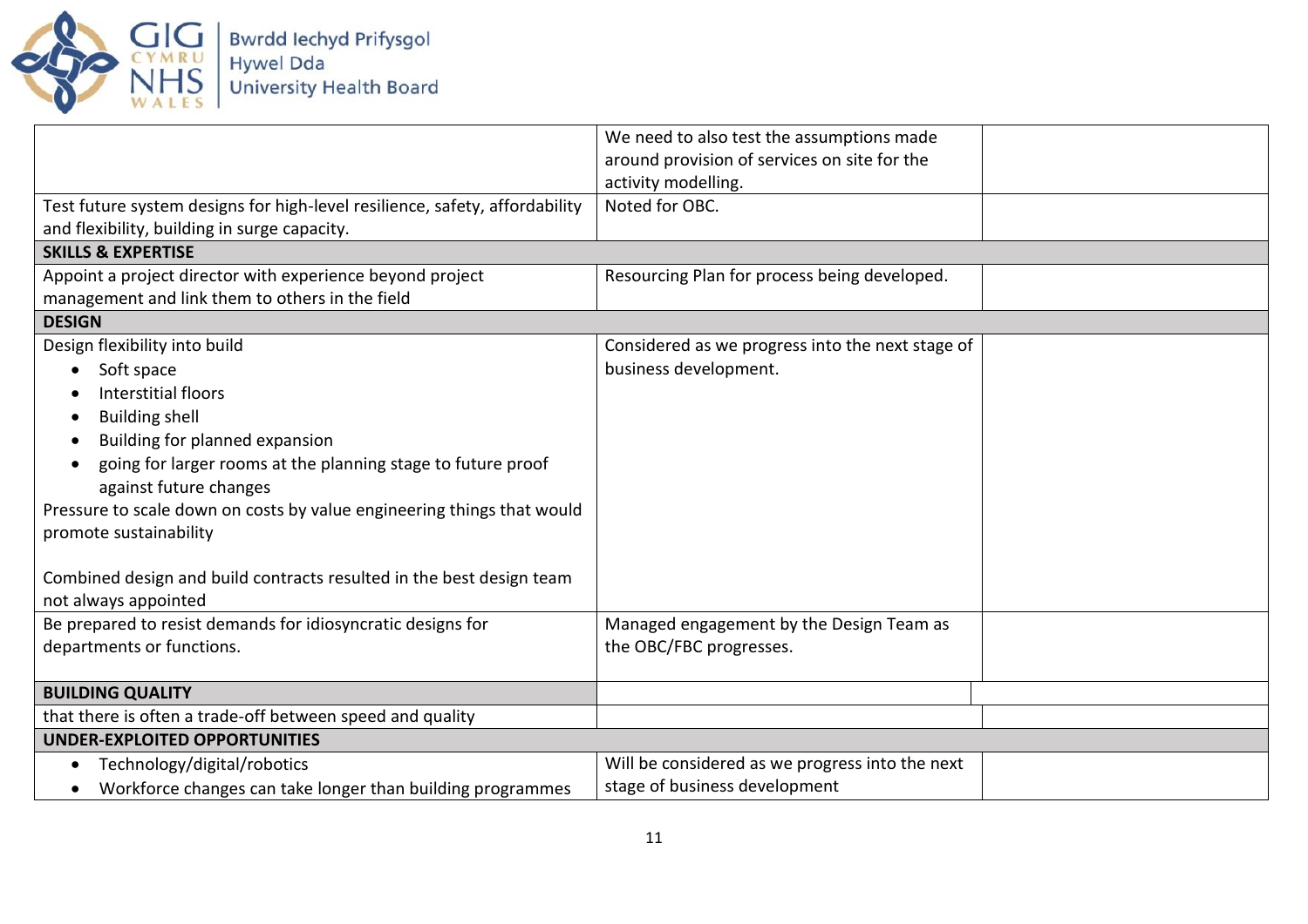| | | |
|---|---|---|
| | We need to also test the assumptions made around provision of services on site for the activity modelling. | |
| Test future system designs for high-level resilience, safety, affordability and flexibility, building in surge capacity. | Noted for OBC. | |
| **SKILLS & EXPERTISE** | | |
| Appoint a project director with experience beyond project management and link them to others in the field | Resourcing Plan for process being developed. | |
| **DESIGN** | | |
| Design flexibility into build<br>• Soft space<br>• Interstitial floors<br>• Building shell<br>• Building for planned expansion<br>• going for larger rooms at the planning stage to future proof against future changes<br>Pressure to scale down on costs by value engineering things that would promote sustainability<br><br>Combined design and build contracts resulted in the best design team not always appointed | Considered as we progress into the next stage of business development. | |
| Be prepared to resist demands for idiosyncratic designs for departments or functions. | Managed engagement by the Design Team as the OBC/FBC progresses. | |
| **BUILDING QUALITY** | | |
| that there is often a trade-off between speed and quality | | |
| **UNDER-EXPLOITED OPPORTUNITIES** | | |
| • Technology/digital/robotics<br>• Workforce changes can take longer than building programmes | Will be considered as we progress into the next stage of business development | |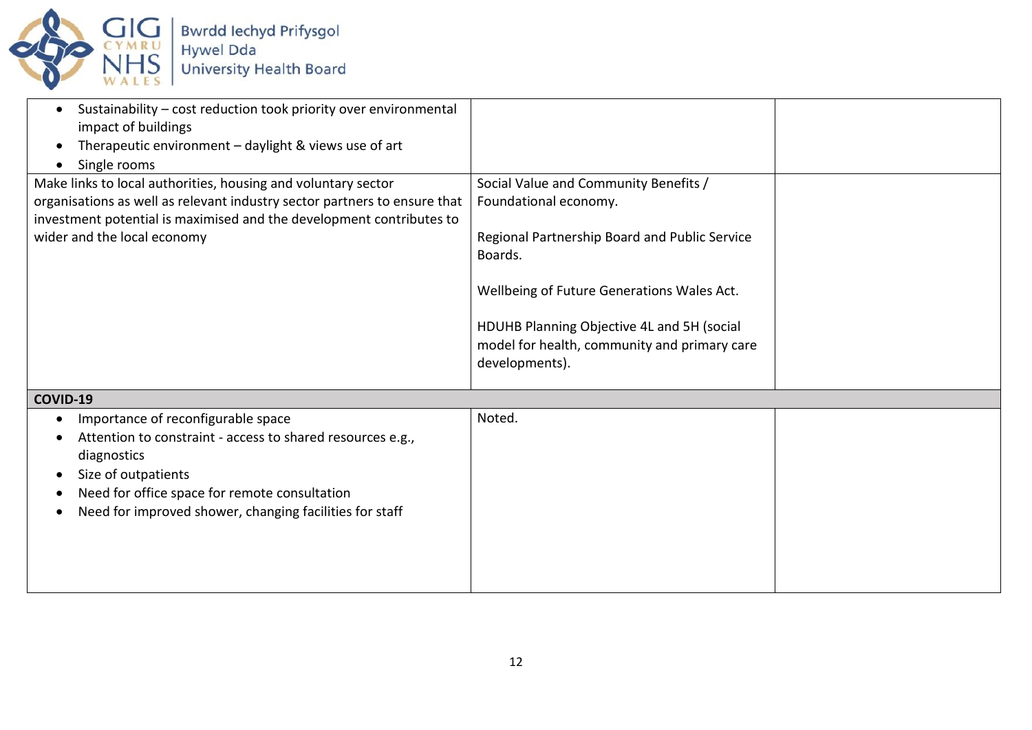| | | |
|---|---|---|
| • Sustainability – cost reduction took priority over environmental impact of buildings<br>• Therapeutic environment – daylight & views use of art<br>• Single rooms | | |
| Make links to local authorities, housing and voluntary sector organisations as well as relevant industry sector partners to ensure that investment potential is maximised and the development contributes to wider and the local economy | Social Value and Community Benefits / Foundational economy.<br><br>Regional Partnership Board and Public Service Boards.<br><br>Wellbeing of Future Generations Wales Act.<br><br>HDUHB Planning Objective 4L and 5H (social model for health, community and primary care developments). | |
| **COVID-19** | | |
| • Importance of reconfigurable space<br>• Attention to constraint - access to shared resources e.g., diagnostics<br>• Size of outpatients<br>• Need for office space for remote consultation<br>• Need for improved shower, changing facilities for staff | Noted. | |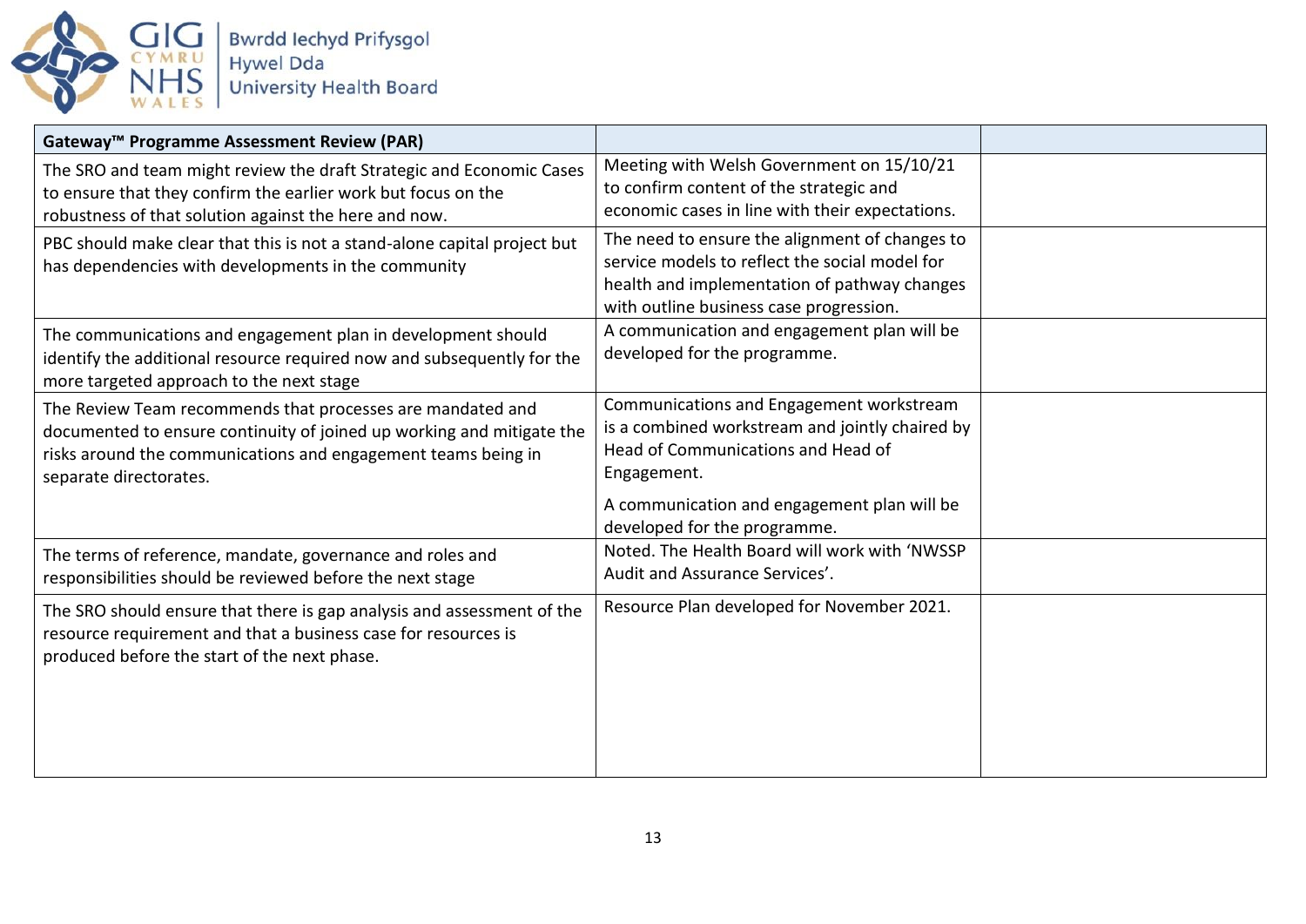| Gateway™ Programme Assessment Review (PAR) | | |
|---|---|---|
| The SRO and team might review the draft Strategic and Economic Cases to ensure that they confirm the earlier work but focus on the robustness of that solution against the here and now. | Meeting with Welsh Government on 15/10/21 to confirm content of the strategic and economic cases in line with their expectations. | |
| PBC should make clear that this is not a stand-alone capital project but has dependencies with developments in the community | The need to ensure the alignment of changes to service models to reflect the social model for health and implementation of pathway changes with outline business case progression. | |
| The communications and engagement plan in development should identify the additional resource required now and subsequently for the more targeted approach to the next stage | A communication and engagement plan will be developed for the programme. | |
| The Review Team recommends that processes are mandated and documented to ensure continuity of joined up working and mitigate the risks around the communications and engagement teams being in separate directorates. | Communications and Engagement workstream is a combined workstream and jointly chaired by Head of Communications and Head of Engagement.<br><br>A communication and engagement plan will be developed for the programme. | |
| The terms of reference, mandate, governance and roles and responsibilities should be reviewed before the next stage | Noted. The Health Board will work with 'NWSSP Audit and Assurance Services'. | |
| The SRO should ensure that there is gap analysis and assessment of the resource requirement and that a business case for resources is produced before the start of the next phase. | Resource Plan developed for November 2021. | |